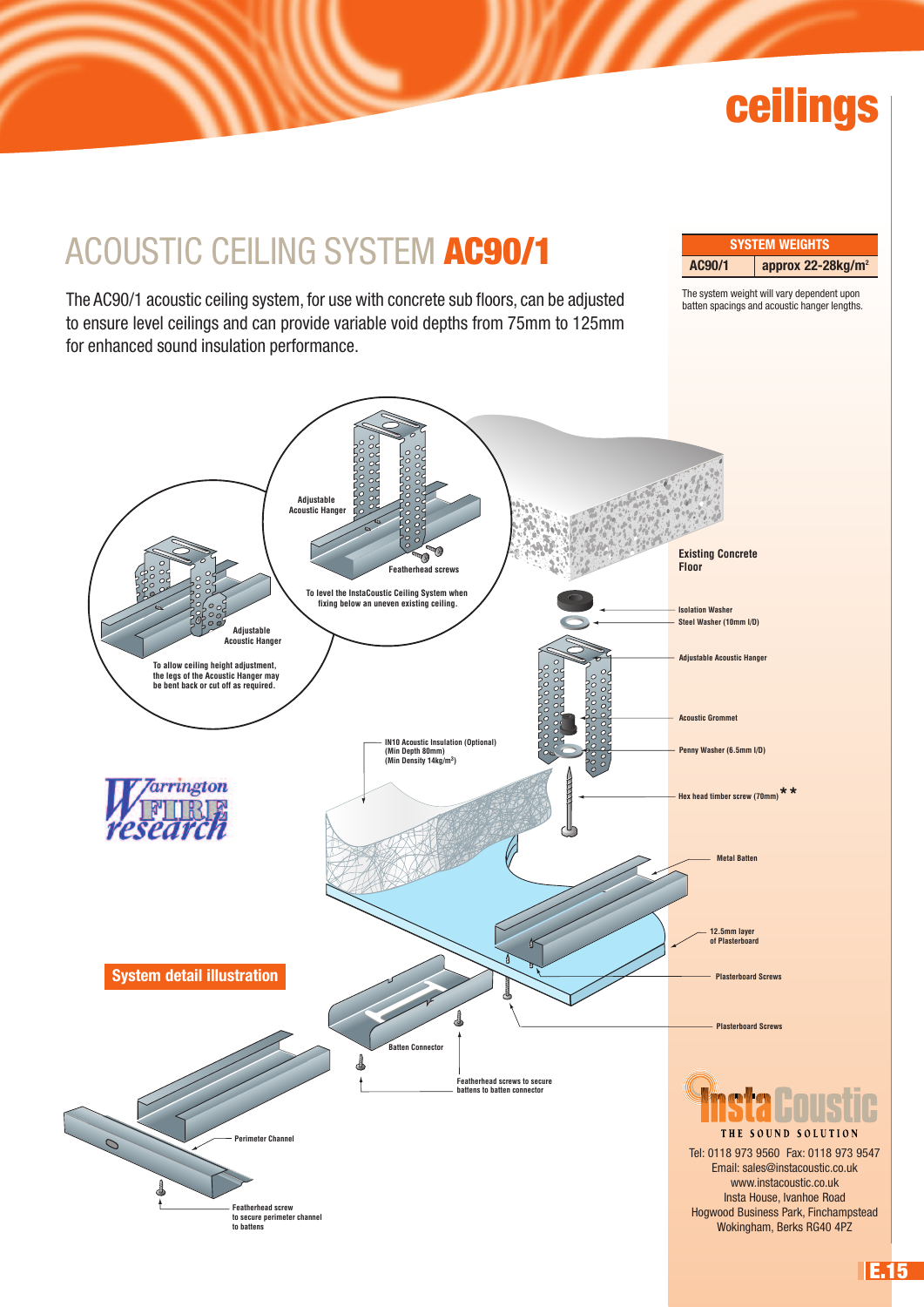# ceilings

## ACOUSTIC CEILING SYSTEM **AC90/1**

The AC90/1 acoustic ceiling system, for use with concrete sub floors, can be adjusted to ensure level ceilings and can provide variable void depths from 75mm to 125mm for enhanced sound insulation performance.

| SYSTEM WEIGHTS | |
|---|---|
| AC90/1 | approx 22-28kg/m$^2$ |

The system weight will vary dependent upon batten spacings and acoustic hanger lengths.

Adjustable Acoustic Hanger

Featherhead screws

To level the InstaCoustic Ceiling System when fixing below an uneven existing ceiling.

Adjustable Acoustic Hanger

To allow ceiling height adjustment, the legs of the Acoustic Hanger may be bent back or cut off as required.

Existing Concrete Floor

Isolation Washer

Steel Washer (10mm I/D)

Adjustable Acoustic Hanger

Acoustic Grommet

IN10 Acoustic Insulation (Optional) (Min Depth 80mm) (Min Density 14kg/m$^3$)

Penny Washer (6.5mm I/D)

Hex head timber screw (70mm) **

Warrington FIRE research

Metal Batten

12.5mm layer of Plasterboard

**System detail illustration**

Plasterboard Screws

Plasterboard Screws

Batten Connector

Featherhead screws to secure battens to batten connector

Perimeter Channel

Featherhead screw to secure perimeter channel to battens

InstaCoustic

THE SOUND SOLUTION

Tel: 0118 973 9560 Fax: 0118 973 9547
Email: sales@instacoustic.co.uk
www.instacoustic.co.uk
Insta House, Ivanhoe Road
Hogwood Business Park, Finchampstead
Wokingham, Berks RG40 4PZ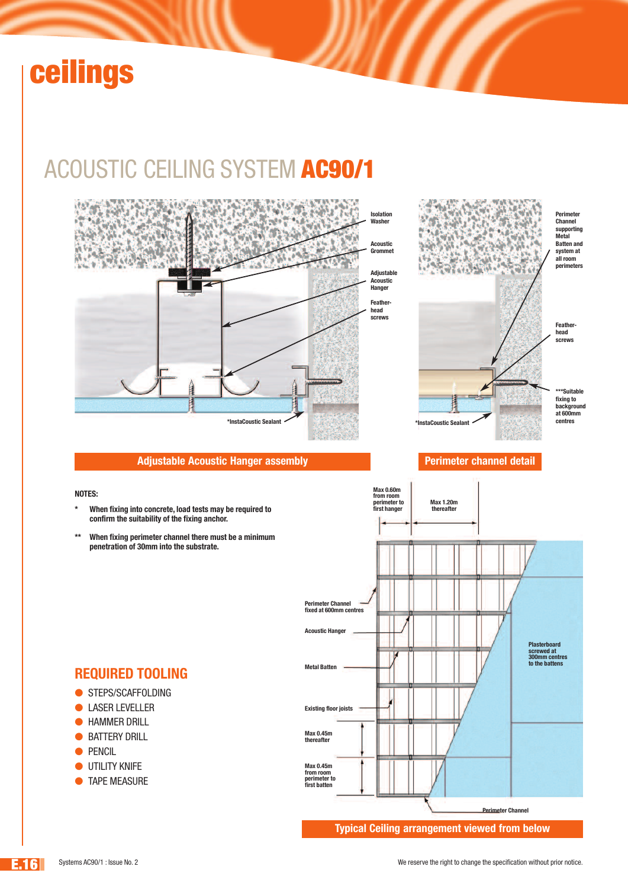# ceilings

## ACOUSTIC CEILING SYSTEM **AC90/1**

Isolation Washer

Acoustic Grommet

Adjustable Acoustic Hanger

Feather-head screws

*InstaCoustic Sealant

**Adjustable Acoustic Hanger assembly**

Perimeter Channel supporting Metal Batten and system at all room perimeters

Feather-head screws

***Suitable fixing to background at 600mm centres

*InstaCoustic Sealant

**Perimeter channel detail**

**NOTES:**

- \* When fixing into concrete, load tests may be required to confirm the suitability of the fixing anchor.
- \*\* When fixing perimeter channel there must be a minimum penetration of 30mm into the substrate.

## REQUIRED TOOLING

- STEPS/SCAFFOLDING
- LASER LEVELLER
- HAMMER DRILL
- BATTERY DRILL
- PENCIL
- UTILITY KNIFE
- TAPE MEASURE

Max 0.60m from room perimeter to first hanger

Max 1.20m thereafter

Perimeter Channel fixed at 600mm centres

Acoustic Hanger

Metal Batten

Existing floor joists

Max 0.45m thereafter

Max 0.45m from room perimeter to first batten

Plasterboard screwed at 300mm centres to the battens

Perimeter Channel

**Typical Ceiling arrangement viewed from below**

Systems AC90/1 : Issue No. 2

We reserve the right to change the specification without prior notice.